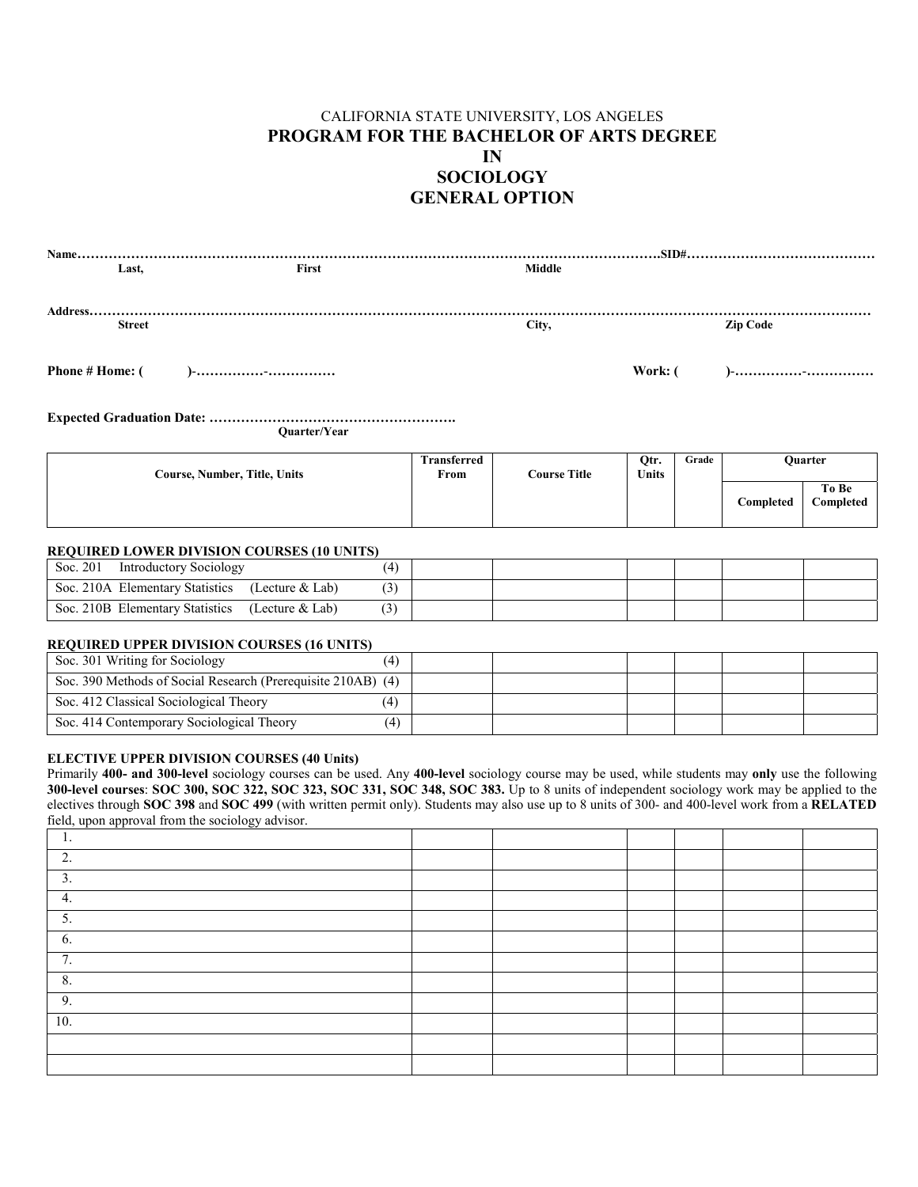CALIFORNIA STATE UNIVERSITY, LOS ANGELES

# PROGRAM FOR THE BACHELOR OF ARTS DEGREE IN SOCIOLOGY GENERAL OPTION

**Name**…………………………………………………………………………………………………………………**SID#**……………………………………
**Last, First Middle**

**Address**…………………………………………………………………………………………………………………………………………………
**Street City, Zip Code**

**Phone # Home: ( )-……………-…………… Work: ( )-……………-……………**

**Expected Graduation Date:** ……………………………………………….
**Quarter/Year**

| Course, Number, Title, Units | Transferred From | Course Title | Qtr. Units | Grade | Quarter | |
|---|---|---|---|---|---|---|
| | | | | | Completed | To Be Completed |
| **REQUIRED LOWER DIVISION COURSES (10 UNITS)** | | | | | | |
| Soc. 201 Introductory Sociology (4) | | | | | | |
| Soc. 210A Elementary Statistics (Lecture & Lab) (3) | | | | | | |
| Soc. 210B Elementary Statistics (Lecture & Lab) (3) | | | | | | |
| **REQUIRED UPPER DIVISION COURSES (16 UNITS)** | | | | | | |
| Soc. 301 Writing for Sociology (4) | | | | | | |
| Soc. 390 Methods of Social Research (Prerequisite 210AB) (4) | | | | | | |
| Soc. 412 Classical Sociological Theory (4) | | | | | | |
| Soc. 414 Contemporary Sociological Theory (4) | | | | | | |

**ELECTIVE UPPER DIVISION COURSES (40 Units)**

Primarily **400- and 300-level** sociology courses can be used. Any **400-level** sociology course may be used, while students may **only** use the following **300-level courses**: **SOC 300, SOC 322, SOC 323, SOC 331, SOC 348, SOC 383.** Up to 8 units of independent sociology work may be applied to the electives through **SOC 398** and **SOC 499** (with written permit only). Students may also use up to 8 units of 300- and 400-level work from a **RELATED** field, upon approval from the sociology advisor.

| Course, Number, Title, Units | Transferred From | Course Title | Qtr. Units | Grade | Completed | To Be Completed |
|---|---|---|---|---|---|---|
| 1. | | | | | | |
| 2. | | | | | | |
| 3. | | | | | | |
| 4. | | | | | | |
| 5. | | | | | | |
| 6. | | | | | | |
| 7. | | | | | | |
| 8. | | | | | | |
| 9. | | | | | | |
| 10. | | | | | | |
| | | | | | | |
| | | | | | | |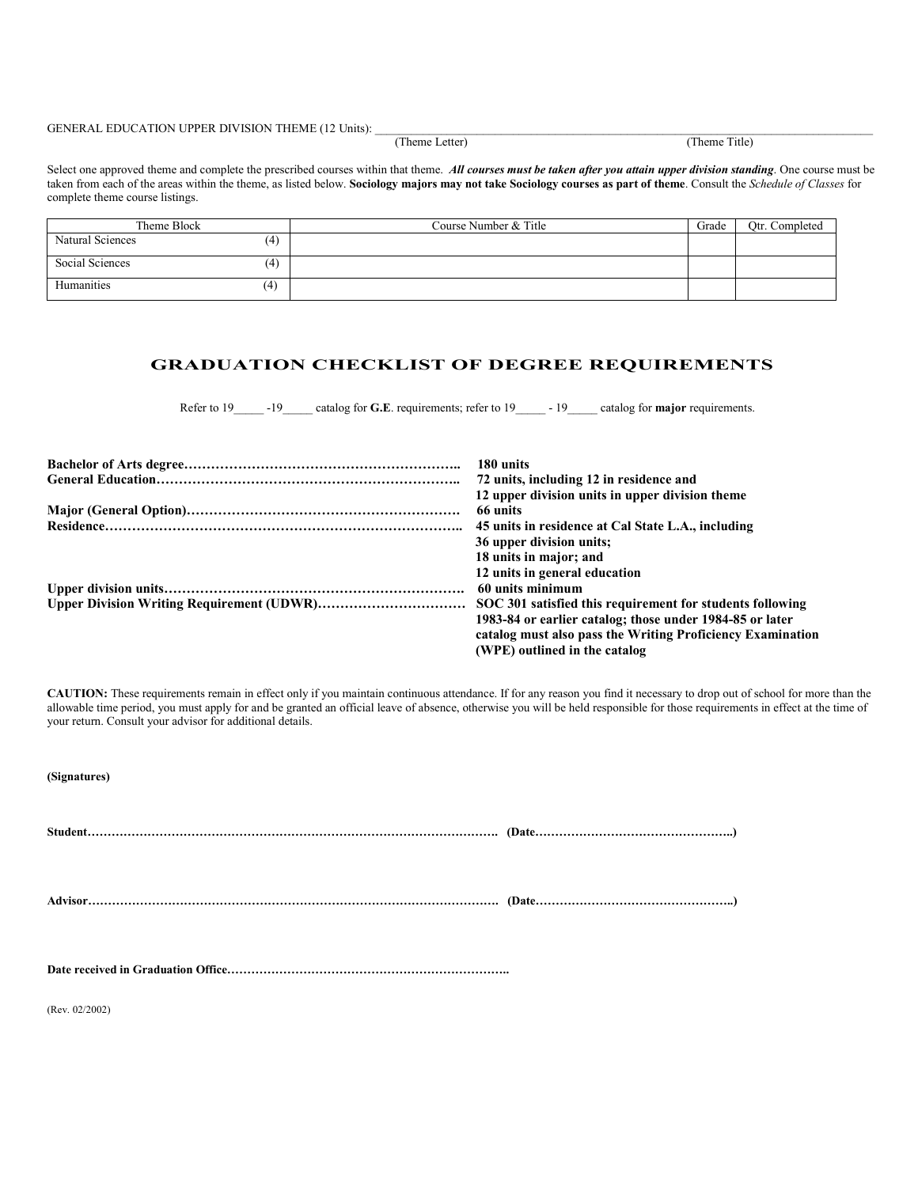GENERAL EDUCATION UPPER DIVISION THEME (12 Units): ______________________________________________

(Theme Letter) (Theme Title)

Select one approved theme and complete the prescribed courses within that theme. ***All courses must be taken after you attain upper division standing***. One course must be taken from each of the areas within the theme, as listed below. **Sociology majors may not take Sociology courses as part of theme**. Consult the *Schedule of Classes* for complete theme course listings.

| Theme Block | | Course Number & Title | Grade | Qtr. Completed |
|---|---|---|---|---|
| Natural Sciences | (4) | | | |
| Social Sciences | (4) | | | |
| Humanities | (4) | | | |

## GRADUATION CHECKLIST OF DEGREE REQUIREMENTS

Refer to 19_____ -19_____ catalog for **G.E**. requirements; refer to 19_____ - 19_____ catalog for **major** requirements.

| | |
|---|---|
| **Bachelor of Arts degree……………………………………………………..** | **180 units** |
| **General Education…………………………………………………………..** | **72 units, including 12 in residence and 12 upper division units in upper division theme** |
| **Major (General Option)……………………………………………………** | **66 units** |
| **Residence……………………………………………………………………..** | **45 units in residence at Cal State L.A., including 36 upper division units; 18 units in major; and 12 units in general education** |
| **Upper division units………………………………………………………….** | **60 units minimum** |
| **Upper Division Writing Requirement (UDWR)……………………………** | **SOC 301 satisfied this requirement for students following 1983-84 or earlier catalog; those under 1984-85 or later catalog must also pass the Writing Proficiency Examination (WPE) outlined in the catalog** |

**CAUTION:** These requirements remain in effect only if you maintain continuous attendance. If for any reason you find it necessary to drop out of school for more than the allowable time period, you must apply for and be granted an official leave of absence, otherwise you will be held responsible for those requirements in effect at the time of your return. Consult your advisor for additional details.

**(Signatures)**

**Student………………………………………………………………………………………. (Date…………………………………………..)**

**Advisor………………………………………………………………………………………. (Date…………………………………………..)**

**Date received in Graduation Office……………………………………………………………..**

(Rev. 02/2002)